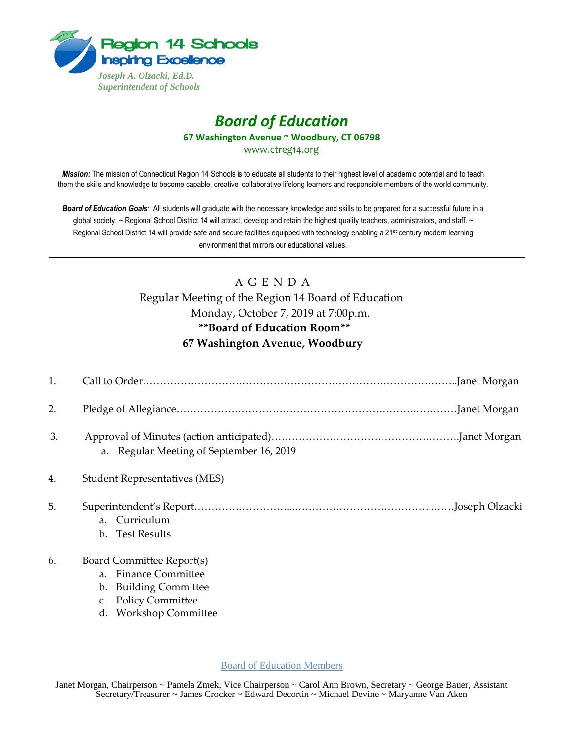Region 14 Schools
Inspiring Excellence

*Joseph A. Olzacki, Ed.D.*
*Superintendent of Schools*

# *Board of Education*

**67 Washington Avenue ~ Woodbury, CT 06798**

www.ctreg14.org

***Mission:*** The mission of Connecticut Region 14 Schools is to educate all students to their highest level of academic potential and to teach them the skills and knowledge to become capable, creative, collaborative lifelong learners and responsible members of the world community.

***Board of Education Goals**:* All students will graduate with the necessary knowledge and skills to be prepared for a successful future in a global society. ~ Regional School District 14 will attract, develop and retain the highest quality teachers, administrators, and staff. ~ Regional School District 14 will provide safe and secure facilities equipped with technology enabling a 21st century modern learning environment that mirrors our educational values.

---

## A G E N D A

Regular Meeting of the Region 14 Board of Education
Monday, October 7, 2019 at 7:00p.m.
**\*\*Board of Education Room\*\***
**67 Washington Avenue, Woodbury**

1. Call to Order……………………………………………………………………………..Janet Morgan
2. Pledge of Allegiance…………………………………………………………..…………Janet Morgan
3. Approval of Minutes (action anticipated)……………………………………………….Janet Morgan
   a. Regular Meeting of September 16, 2019
4. Student Representatives (MES)
5. Superintendent's Report……………………….…………………………………..……Joseph Olzacki
   a. Curriculum
   b. Test Results
6. Board Committee Report(s)
   a. Finance Committee
   b. Building Committee
   c. Policy Committee
   d. Workshop Committee

Board of Education Members

Janet Morgan, Chairperson ~ Pamela Zmek, Vice Chairperson ~ Carol Ann Brown, Secretary ~ George Bauer, Assistant Secretary/Treasurer ~ James Crocker ~ Edward Decortin ~ Michael Devine ~ Maryanne Van Aken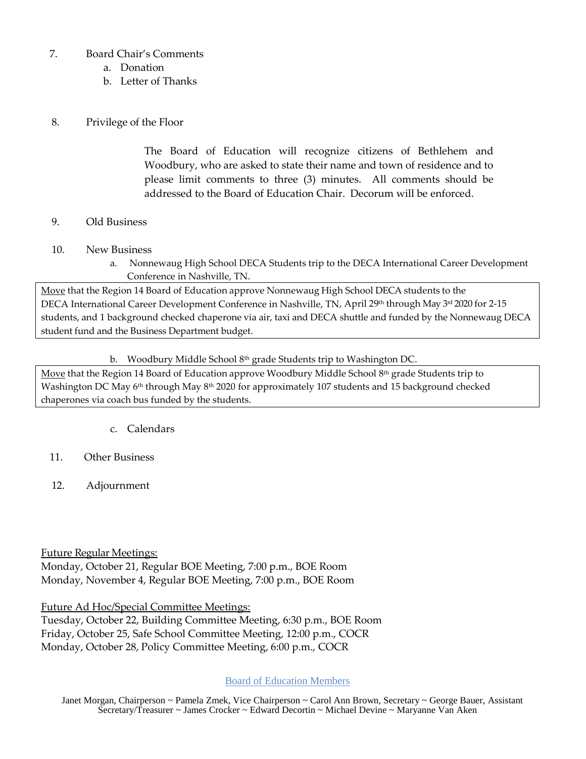7. Board Chair's Comments
   a. Donation
   b. Letter of Thanks

8. Privilege of the Floor

   The Board of Education will recognize citizens of Bethlehem and Woodbury, who are asked to state their name and town of residence and to please limit comments to three (3) minutes. All comments should be addressed to the Board of Education Chair. Decorum will be enforced.

9. Old Business

10. New Business
    a. Nonnewaug High School DECA Students trip to the DECA International Career Development Conference in Nashville, TN.

<u>Move</u> that the Region 14 Board of Education approve Nonnewaug High School DECA students to the DECA International Career Development Conference in Nashville, TN, April 29th through May 3rd 2020 for 2-15 students, and 1 background checked chaperone via air, taxi and DECA shuttle and funded by the Nonnewaug DECA student fund and the Business Department budget.

    b. Woodbury Middle School 8th grade Students trip to Washington DC.

<u>Move</u> that the Region 14 Board of Education approve Woodbury Middle School 8th grade Students trip to Washington DC May 6th through May 8th 2020 for approximately 107 students and 15 background checked chaperones via coach bus funded by the students.

    c. Calendars

11. Other Business

12. Adjournment

<u>Future Regular Meetings:</u>
Monday, October 21, Regular BOE Meeting, 7:00 p.m., BOE Room
Monday, November 4, Regular BOE Meeting, 7:00 p.m., BOE Room

<u>Future Ad Hoc/Special Committee Meetings:</u>
Tuesday, October 22, Building Committee Meeting, 6:30 p.m., BOE Room
Friday, October 25, Safe School Committee Meeting, 12:00 p.m., COCR
Monday, October 28, Policy Committee Meeting, 6:00 p.m., COCR

Board of Education Members

Janet Morgan, Chairperson ~ Pamela Zmek, Vice Chairperson ~ Carol Ann Brown, Secretary ~ George Bauer, Assistant Secretary/Treasurer ~ James Crocker ~ Edward Decortin ~ Michael Devine ~ Maryanne Van Aken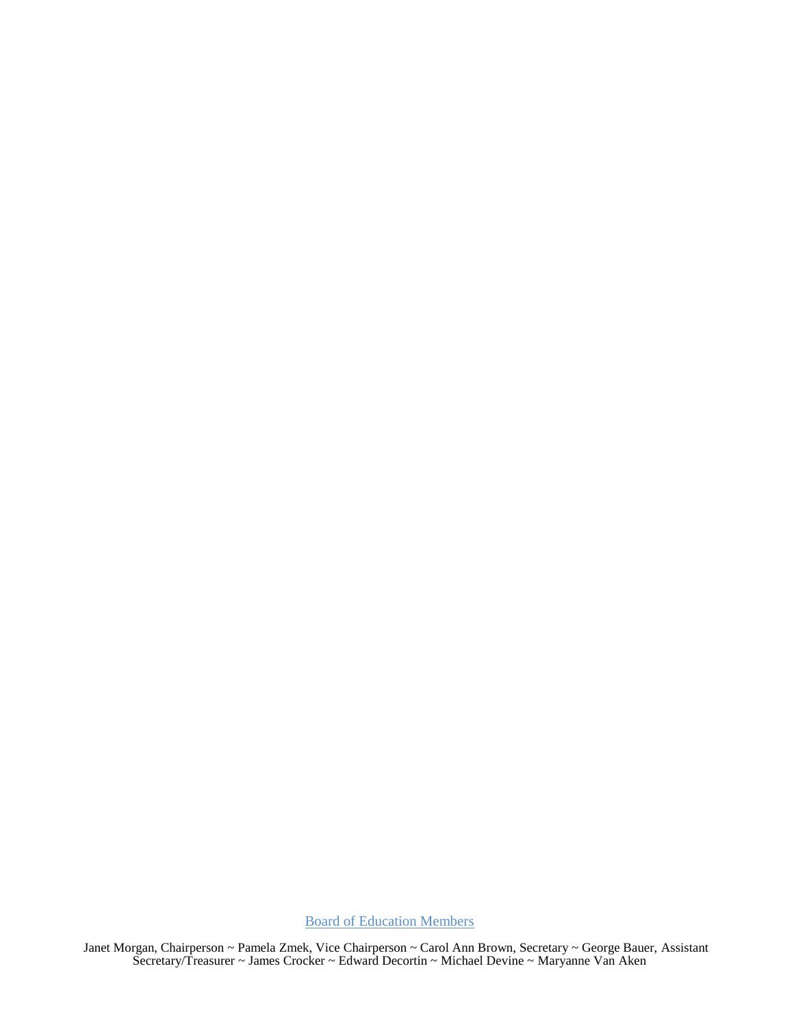[Board of Education Members]

Janet Morgan, Chairperson ~ Pamela Zmek, Vice Chairperson ~ Carol Ann Brown, Secretary ~ George Bauer, Assistant Secretary/Treasurer ~ James Crocker ~ Edward Decortin ~ Michael Devine ~ Maryanne Van Aken